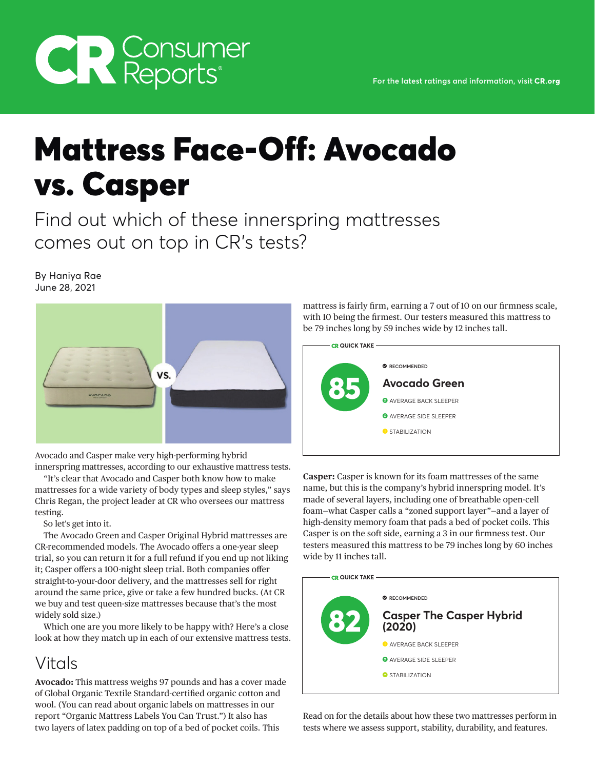# Mattress Face-Off: Avocado vs. Casper

Find out which of these innerspring mattresses comes out on top in CR's tests?

By Haniya Rae
June 28, 2021

Avocado and Casper make very high-performing hybrid innerspring mattresses, according to our exhaustive mattress tests.

"It's clear that Avocado and Casper both know how to make mattresses for a wide variety of body types and sleep styles," says Chris Regan, the project leader at CR who oversees our mattress testing.

So let's get into it.

The Avocado Green and Casper Original Hybrid mattresses are CR-recommended models. The Avocado offers a one-year sleep trial, so you can return it for a full refund if you end up not liking it; Casper offers a 100-night sleep trial. Both companies offer straight-to-your-door delivery, and the mattresses sell for right around the same price, give or take a few hundred bucks. (At CR we buy and test queen-size mattresses because that's the most widely sold size.)

Which one are you more likely to be happy with? Here's a close look at how they match up in each of our extensive mattress tests.

## Vitals

**Avocado:** This mattress weighs 97 pounds and has a cover made of Global Organic Textile Standard-certified organic cotton and wool. (You can read about organic labels on mattresses in our report "Organic Mattress Labels You Can Trust.") It also has two layers of latex padding on top of a bed of pocket coils. This mattress is fairly firm, earning a 7 out of 10 on our firmness scale, with 10 being the firmest. Our testers measured this mattress to be 79 inches long by 59 inches wide by 12 inches tall.

**CR QUICK TAKE**

**85** — RECOMMENDED

**Avocado Green**

- AVERAGE BACK SLEEPER
- AVERAGE SIDE SLEEPER
- STABILIZATION

**Casper:** Casper is known for its foam mattresses of the same name, but this is the company's hybrid innerspring model. It's made of several layers, including one of breathable open-cell foam—what Casper calls a "zoned support layer"—and a layer of high-density memory foam that pads a bed of pocket coils. This Casper is on the soft side, earning a 3 in our firmness test. Our testers measured this mattress to be 79 inches long by 60 inches wide by 11 inches tall.

**CR QUICK TAKE**

**82** — RECOMMENDED

**Casper The Casper Hybrid (2020)**

- AVERAGE BACK SLEEPER
- AVERAGE SIDE SLEEPER
- STABILIZATION

Read on for the details about how these two mattresses perform in tests where we assess support, stability, durability, and features.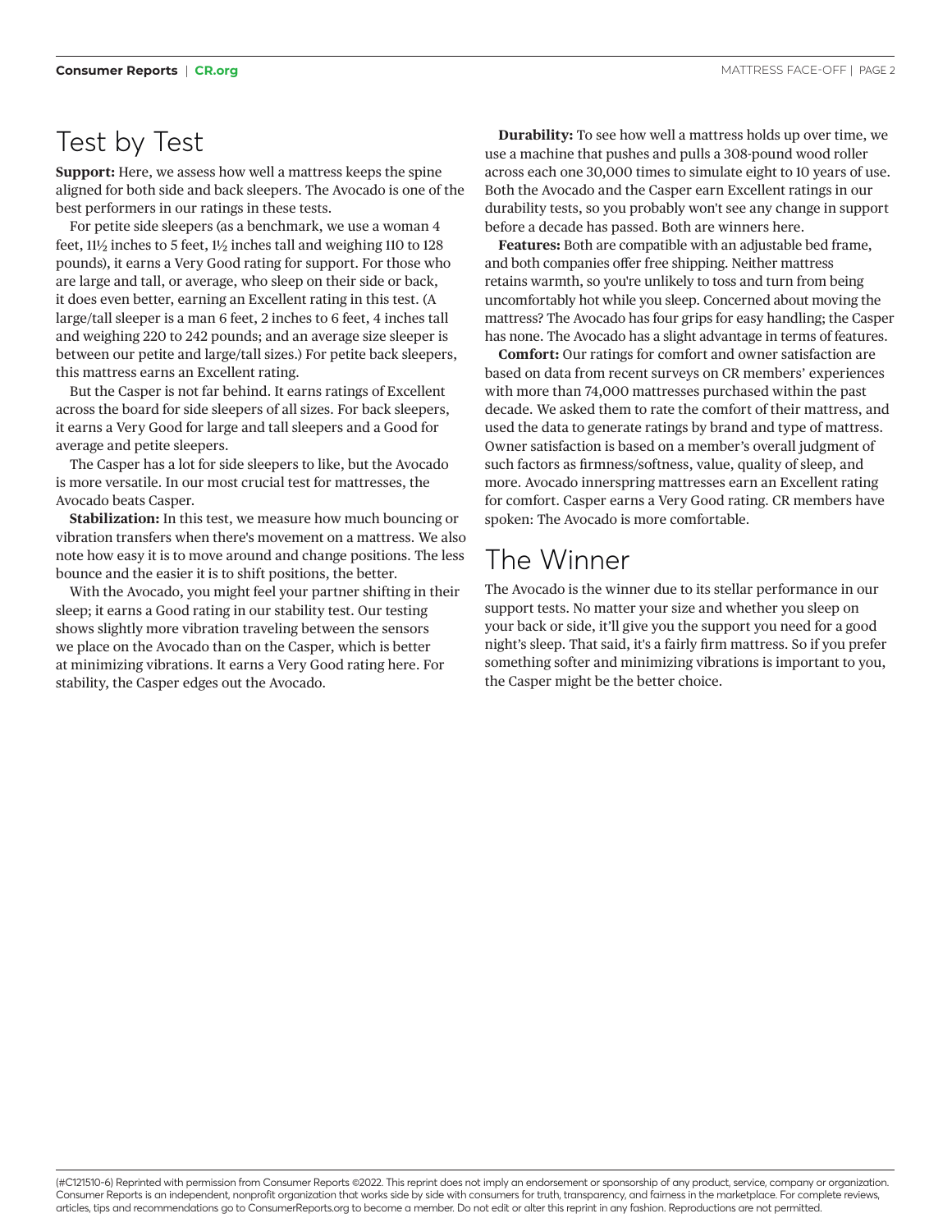## Test by Test

**Support:** Here, we assess how well a mattress keeps the spine aligned for both side and back sleepers. The Avocado is one of the best performers in our ratings in these tests.

For petite side sleepers (as a benchmark, we use a woman 4 feet, 11½ inches to 5 feet, 1½ inches tall and weighing 110 to 128 pounds), it earns a Very Good rating for support. For those who are large and tall, or average, who sleep on their side or back, it does even better, earning an Excellent rating in this test. (A large/tall sleeper is a man 6 feet, 2 inches to 6 feet, 4 inches tall and weighing 220 to 242 pounds; and an average size sleeper is between our petite and large/tall sizes.) For petite back sleepers, this mattress earns an Excellent rating.

But the Casper is not far behind. It earns ratings of Excellent across the board for side sleepers of all sizes. For back sleepers, it earns a Very Good for large and tall sleepers and a Good for average and petite sleepers.

The Casper has a lot for side sleepers to like, but the Avocado is more versatile. In our most crucial test for mattresses, the Avocado beats Casper.

**Stabilization:** In this test, we measure how much bouncing or vibration transfers when there's movement on a mattress. We also note how easy it is to move around and change positions. The less bounce and the easier it is to shift positions, the better.

With the Avocado, you might feel your partner shifting in their sleep; it earns a Good rating in our stability test. Our testing shows slightly more vibration traveling between the sensors we place on the Avocado than on the Casper, which is better at minimizing vibrations. It earns a Very Good rating here. For stability, the Casper edges out the Avocado.

**Durability:** To see how well a mattress holds up over time, we use a machine that pushes and pulls a 308-pound wood roller across each one 30,000 times to simulate eight to 10 years of use. Both the Avocado and the Casper earn Excellent ratings in our durability tests, so you probably won't see any change in support before a decade has passed. Both are winners here.

**Features:** Both are compatible with an adjustable bed frame, and both companies offer free shipping. Neither mattress retains warmth, so you're unlikely to toss and turn from being uncomfortably hot while you sleep. Concerned about moving the mattress? The Avocado has four grips for easy handling; the Casper has none. The Avocado has a slight advantage in terms of features.

**Comfort:** Our ratings for comfort and owner satisfaction are based on data from recent surveys on CR members' experiences with more than 74,000 mattresses purchased within the past decade. We asked them to rate the comfort of their mattress, and used the data to generate ratings by brand and type of mattress. Owner satisfaction is based on a member's overall judgment of such factors as firmness/softness, value, quality of sleep, and more. Avocado innerspring mattresses earn an Excellent rating for comfort. Casper earns a Very Good rating. CR members have spoken: The Avocado is more comfortable.

## The Winner

The Avocado is the winner due to its stellar performance in our support tests. No matter your size and whether you sleep on your back or side, it'll give you the support you need for a good night's sleep. That said, it's a fairly firm mattress. So if you prefer something softer and minimizing vibrations is important to you, the Casper might be the better choice.

(#C121510-6) Reprinted with permission from Consumer Reports ©2022. This reprint does not imply an endorsement or sponsorship of any product, service, company or organization. Consumer Reports is an independent, nonprofit organization that works side by side with consumers for truth, transparency, and fairness in the marketplace. For complete reviews, articles, tips and recommendations go to ConsumerReports.org to become a member. Do not edit or alter this reprint in any fashion. Reproductions are not permitted.